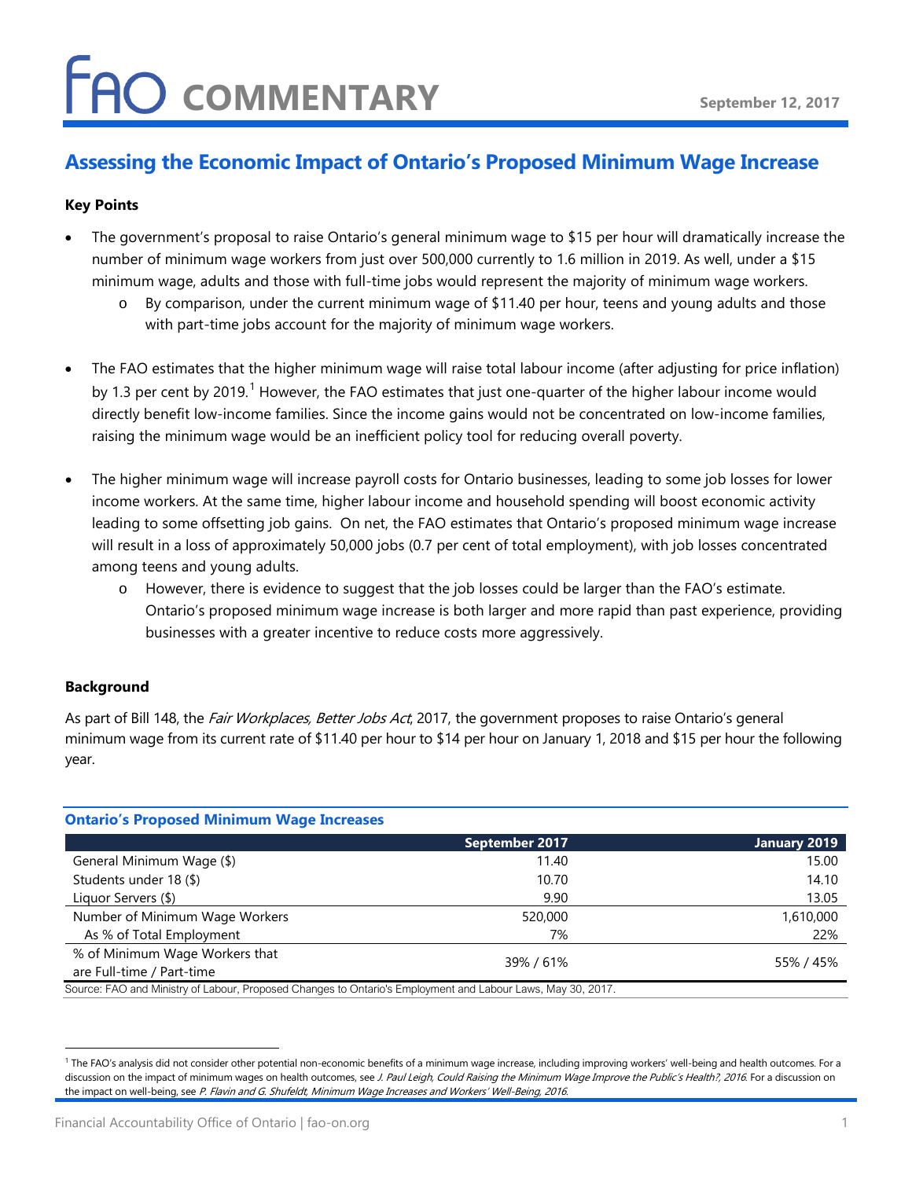# FAO COMMENTARY

September 12, 2017

## Assessing the Economic Impact of Ontario's Proposed Minimum Wage Increase

**Key Points**

- The government's proposal to raise Ontario's general minimum wage to $15 per hour will dramatically increase the number of minimum wage workers from just over 500,000 currently to 1.6 million in 2019. As well, under a $15 minimum wage, adults and those with full-time jobs would represent the majority of minimum wage workers.
    - By comparison, under the current minimum wage of $11.40 per hour, teens and young adults and those with part-time jobs account for the majority of minimum wage workers.
- The FAO estimates that the higher minimum wage will raise total labour income (after adjusting for price inflation) by 1.3 per cent by 2019.[1] However, the FAO estimates that just one-quarter of the higher labour income would directly benefit low-income families. Since the income gains would not be concentrated on low-income families, raising the minimum wage would be an inefficient policy tool for reducing overall poverty.
- The higher minimum wage will increase payroll costs for Ontario businesses, leading to some job losses for lower income workers. At the same time, higher labour income and household spending will boost economic activity leading to some offsetting job gains. On net, the FAO estimates that Ontario's proposed minimum wage increase will result in a loss of approximately 50,000 jobs (0.7 per cent of total employment), with job losses concentrated among teens and young adults.
    - However, there is evidence to suggest that the job losses could be larger than the FAO's estimate. Ontario's proposed minimum wage increase is both larger and more rapid than past experience, providing businesses with a greater incentive to reduce costs more aggressively.

**Background**

As part of Bill 148, the *Fair Workplaces, Better Jobs Act*, 2017, the government proposes to raise Ontario's general minimum wage from its current rate of $11.40 per hour to $14 per hour on January 1, 2018 and $15 per hour the following year.

**Ontario's Proposed Minimum Wage Increases**

| | September 2017 | January 2019 |
|---|---|---|
| General Minimum Wage ($) | 11.40 | 15.00 |
| Students under 18 ($) | 10.70 | 14.10 |
| Liquor Servers ($) | 9.90 | 13.05 |
| Number of Minimum Wage Workers | 520,000 | 1,610,000 |
| As % of Total Employment | 7% | 22% |
| % of Minimum Wage Workers that are Full-time / Part-time | 39% / 61% | 55% / 45% |

Source: FAO and Ministry of Labour, Proposed Changes to Ontario's Employment and Labour Laws, May 30, 2017.

[1] The FAO's analysis did not consider other potential non-economic benefits of a minimum wage increase, including improving workers' well-being and health outcomes. For a discussion on the impact of minimum wages on health outcomes, see *J. Paul Leigh, Could Raising the Minimum Wage Improve the Public's Health?, 2016*. For a discussion on the impact on well-being, see *P. Flavin and G. Shufeldt, Minimum Wage Increases and Workers' Well-Being, 2016*.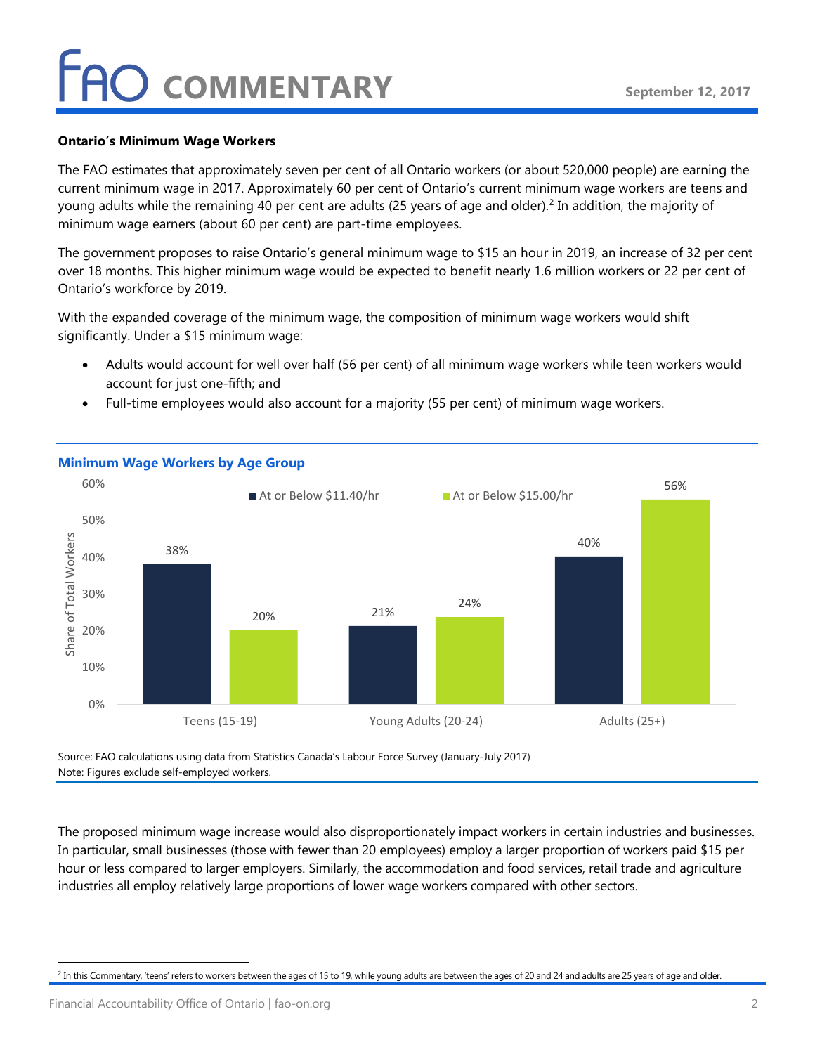### Ontario's Minimum Wage Workers

The FAO estimates that approximately seven per cent of all Ontario workers (or about 520,000 people) are earning the current minimum wage in 2017. Approximately 60 per cent of Ontario's current minimum wage workers are teens and young adults while the remaining 40 per cent are adults (25 years of age and older).[2] In addition, the majority of minimum wage earners (about 60 per cent) are part-time employees.

The government proposes to raise Ontario's general minimum wage to $15 an hour in 2019, an increase of 32 per cent over 18 months. This higher minimum wage would be expected to benefit nearly 1.6 million workers or 22 per cent of Ontario's workforce by 2019.

With the expanded coverage of the minimum wage, the composition of minimum wage workers would shift significantly. Under a $15 minimum wage:

- Adults would account for well over half (56 per cent) of all minimum wage workers while teen workers would account for just one-fifth; and
- Full-time employees would also account for a majority (55 per cent) of minimum wage workers.

**Minimum Wage Workers by Age Group**

| Age Group | At or Below $11.40/hr | At or Below $15.00/hr |
|---|---|---|
| Teens (15-19) | 38% | 20% |
| Young Adults (20-24) | 21% | 24% |
| Adults (25+) | 40% | 56% |

Source: FAO calculations using data from Statistics Canada's Labour Force Survey (January-July 2017)
Note: Figures exclude self-employed workers.

The proposed minimum wage increase would also disproportionately impact workers in certain industries and businesses. In particular, small businesses (those with fewer than 20 employees) employ a larger proportion of workers paid $15 per hour or less compared to larger employers. Similarly, the accommodation and food services, retail trade and agriculture industries all employ relatively large proportions of lower wage workers compared with other sectors.

[2] In this Commentary, 'teens' refers to workers between the ages of 15 to 19, while young adults are between the ages of 20 and 24 and adults are 25 years of age and older.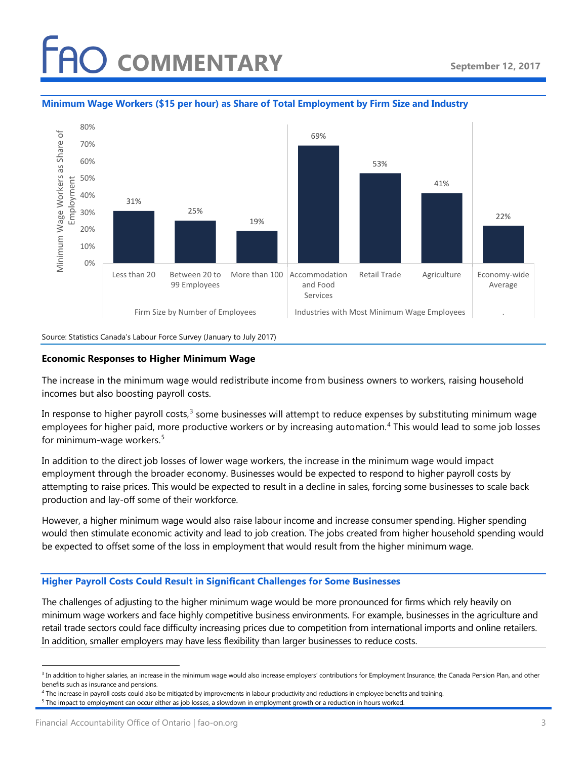**Minimum Wage Workers ($15 per hour) as Share of Total Employment by Firm Size and Industry**

| Category | | Minimum Wage Workers as Share of Employment |
|---|---|---|
| Firm Size by Number of Employees | Less than 20 | 31% |
| | Between 20 to 99 Employees | 25% |
| | More than 100 | 19% |
| Industries with Most Minimum Wage Employees | Accommodation and Food Services | 69% |
| | Retail Trade | 53% |
| | Agriculture | 41% |
| . | Economy-wide Average | 22% |

Source: Statistics Canada's Labour Force Survey (January to July 2017)

**Economic Responses to Higher Minimum Wage**

The increase in the minimum wage would redistribute income from business owners to workers, raising household incomes but also boosting payroll costs.

In response to higher payroll costs,[3] some businesses will attempt to reduce expenses by substituting minimum wage employees for higher paid, more productive workers or by increasing automation.[4] This would lead to some job losses for minimum-wage workers.[5]

In addition to the direct job losses of lower wage workers, the increase in the minimum wage would impact employment through the broader economy. Businesses would be expected to respond to higher payroll costs by attempting to raise prices. This would be expected to result in a decline in sales, forcing some businesses to scale back production and lay-off some of their workforce.

However, a higher minimum wage would also raise labour income and increase consumer spending. Higher spending would then stimulate economic activity and lead to job creation. The jobs created from higher household spending would be expected to offset some of the loss in employment that would result from the higher minimum wage.

## Higher Payroll Costs Could Result in Significant Challenges for Some Businesses

The challenges of adjusting to the higher minimum wage would be more pronounced for firms which rely heavily on minimum wage workers and face highly competitive business environments. For example, businesses in the agriculture and retail trade sectors could face difficulty increasing prices due to competition from international imports and online retailers. In addition, smaller employers may have less flexibility than larger businesses to reduce costs.

---

[3] In addition to higher salaries, an increase in the minimum wage would also increase employers' contributions for Employment Insurance, the Canada Pension Plan, and other benefits such as insurance and pensions.

[4] The increase in payroll costs could also be mitigated by improvements in labour productivity and reductions in employee benefits and training.

[5] The impact to employment can occur either as job losses, a slowdown in employment growth or a reduction in hours worked.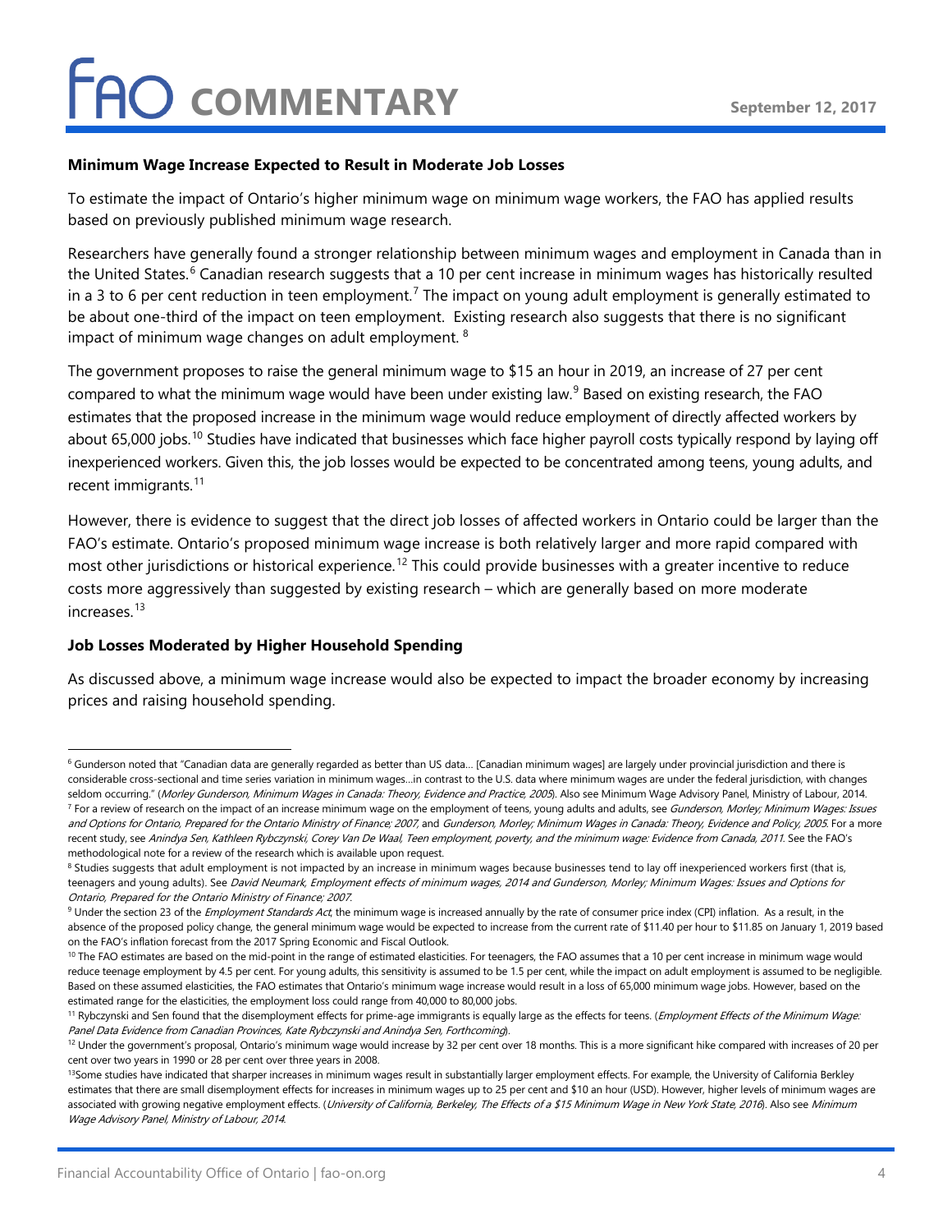### Minimum Wage Increase Expected to Result in Moderate Job Losses

To estimate the impact of Ontario's higher minimum wage on minimum wage workers, the FAO has applied results based on previously published minimum wage research.

Researchers have generally found a stronger relationship between minimum wages and employment in Canada than in the United States.[6] Canadian research suggests that a 10 per cent increase in minimum wages has historically resulted in a 3 to 6 per cent reduction in teen employment.[7] The impact on young adult employment is generally estimated to be about one-third of the impact on teen employment. Existing research also suggests that there is no significant impact of minimum wage changes on adult employment.[8]

The government proposes to raise the general minimum wage to $15 an hour in 2019, an increase of 27 per cent compared to what the minimum wage would have been under existing law.[9] Based on existing research, the FAO estimates that the proposed increase in the minimum wage would reduce employment of directly affected workers by about 65,000 jobs.[10] Studies have indicated that businesses which face higher payroll costs typically respond by laying off inexperienced workers. Given this, the job losses would be expected to be concentrated among teens, young adults, and recent immigrants.[11]

However, there is evidence to suggest that the direct job losses of affected workers in Ontario could be larger than the FAO's estimate. Ontario's proposed minimum wage increase is both relatively larger and more rapid compared with most other jurisdictions or historical experience.[12] This could provide businesses with a greater incentive to reduce costs more aggressively than suggested by existing research – which are generally based on more moderate increases.[13]

### Job Losses Moderated by Higher Household Spending

As discussed above, a minimum wage increase would also be expected to impact the broader economy by increasing prices and raising household spending.

---

[6] Gunderson noted that "Canadian data are generally regarded as better than US data… [Canadian minimum wages] are largely under provincial jurisdiction and there is considerable cross-sectional and time series variation in minimum wages…in contrast to the U.S. data where minimum wages are under the federal jurisdiction, with changes seldom occurring." (*Morley Gunderson, Minimum Wages in Canada: Theory, Evidence and Practice, 2005*). Also see Minimum Wage Advisory Panel, Ministry of Labour, 2014.

[7] For a review of research on the impact of an increase minimum wage on the employment of teens, young adults and adults, see *Gunderson, Morley; Minimum Wages: Issues and Options for Ontario, Prepared for the Ontario Ministry of Finance; 2007*, and *Gunderson, Morley; Minimum Wages in Canada: Theory, Evidence and Policy, 2005*. For a more recent study, see *Anindya Sen, Kathleen Rybczynski, Corey Van De Waal, Teen employment, poverty, and the minimum wage: Evidence from Canada, 2011*. See the FAO's methodological note for a review of the research which is available upon request.

[8] Studies suggests that adult employment is not impacted by an increase in minimum wages because businesses tend to lay off inexperienced workers first (that is, teenagers and young adults). See *David Neumark, Employment effects of minimum wages, 2014* and *Gunderson, Morley; Minimum Wages: Issues and Options for Ontario, Prepared for the Ontario Ministry of Finance; 2007*.

[9] Under the section 23 of the *Employment Standards Act*, the minimum wage is increased annually by the rate of consumer price index (CPI) inflation. As a result, in the absence of the proposed policy change, the general minimum wage would be expected to increase from the current rate of $11.40 per hour to $11.85 on January 1, 2019 based on the FAO's inflation forecast from the 2017 Spring Economic and Fiscal Outlook.

[10] The FAO estimates are based on the mid-point in the range of estimated elasticities. For teenagers, the FAO assumes that a 10 per cent increase in minimum wage would reduce teenage employment by 4.5 per cent. For young adults, this sensitivity is assumed to be 1.5 per cent, while the impact on adult employment is assumed to be negligible. Based on these assumed elasticities, the FAO estimates that Ontario's minimum wage increase would result in a loss of 65,000 minimum wage jobs. However, based on the estimated range for the elasticities, the employment loss could range from 40,000 to 80,000 jobs.

[11] Rybczynski and Sen found that the disemployment effects for prime-age immigrants is equally large as the effects for teens. (*Employment Effects of the Minimum Wage: Panel Data Evidence from Canadian Provinces, Kate Rybczynski and Anindya Sen, Forthcoming*).

[12] Under the government's proposal, Ontario's minimum wage would increase by 32 per cent over 18 months. This is a more significant hike compared with increases of 20 per cent over two years in 1990 or 28 per cent over three years in 2008.

[13] Some studies have indicated that sharper increases in minimum wages result in substantially larger employment effects. For example, the University of California Berkley estimates that there are small disemployment effects for increases in minimum wages up to 25 per cent and $10 an hour (USD). However, higher levels of minimum wages are associated with growing negative employment effects. (*University of California, Berkeley, The Effects of a $15 Minimum Wage in New York State, 2016*). Also see *Minimum Wage Advisory Panel, Ministry of Labour, 2014*.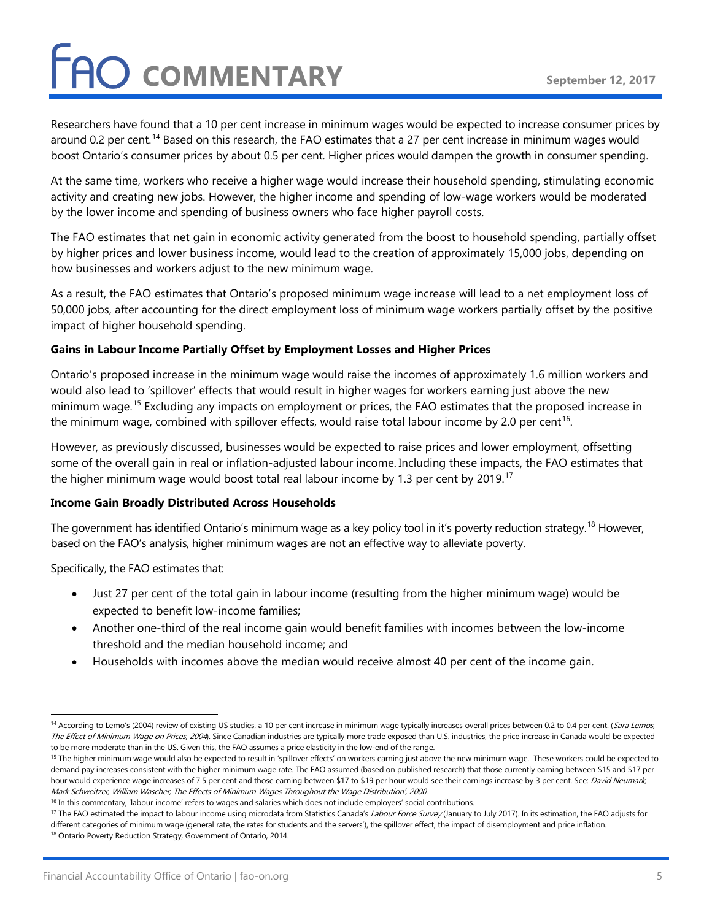Researchers have found that a 10 per cent increase in minimum wages would be expected to increase consumer prices by around 0.2 per cent.[14] Based on this research, the FAO estimates that a 27 per cent increase in minimum wages would boost Ontario's consumer prices by about 0.5 per cent. Higher prices would dampen the growth in consumer spending.

At the same time, workers who receive a higher wage would increase their household spending, stimulating economic activity and creating new jobs. However, the higher income and spending of low-wage workers would be moderated by the lower income and spending of business owners who face higher payroll costs.

The FAO estimates that net gain in economic activity generated from the boost to household spending, partially offset by higher prices and lower business income, would lead to the creation of approximately 15,000 jobs, depending on how businesses and workers adjust to the new minimum wage.

As a result, the FAO estimates that Ontario's proposed minimum wage increase will lead to a net employment loss of 50,000 jobs, after accounting for the direct employment loss of minimum wage workers partially offset by the positive impact of higher household spending.

**Gains in Labour Income Partially Offset by Employment Losses and Higher Prices**

Ontario's proposed increase in the minimum wage would raise the incomes of approximately 1.6 million workers and would also lead to 'spillover' effects that would result in higher wages for workers earning just above the new minimum wage.[15] Excluding any impacts on employment or prices, the FAO estimates that the proposed increase in the minimum wage, combined with spillover effects, would raise total labour income by 2.0 per cent[16].

However, as previously discussed, businesses would be expected to raise prices and lower employment, offsetting some of the overall gain in real or inflation-adjusted labour income. Including these impacts, the FAO estimates that the higher minimum wage would boost total real labour income by 1.3 per cent by 2019.[17]

**Income Gain Broadly Distributed Across Households**

The government has identified Ontario's minimum wage as a key policy tool in it's poverty reduction strategy.[18] However, based on the FAO's analysis, higher minimum wages are not an effective way to alleviate poverty.

Specifically, the FAO estimates that:

- Just 27 per cent of the total gain in labour income (resulting from the higher minimum wage) would be expected to benefit low-income families;
- Another one-third of the real income gain would benefit families with incomes between the low-income threshold and the median household income; and
- Households with incomes above the median would receive almost 40 per cent of the income gain.

---

[14] According to Lemo's (2004) review of existing US studies, a 10 per cent increase in minimum wage typically increases overall prices between 0.2 to 0.4 per cent. (*Sara Lemos, The Effect of Minimum Wage on Prices, 2004*). Since Canadian industries are typically more trade exposed than U.S. industries, the price increase in Canada would be expected to be more moderate than in the US. Given this, the FAO assumes a price elasticity in the low-end of the range.

[15] The higher minimum wage would also be expected to result in 'spillover effects' on workers earning just above the new minimum wage. These workers could be expected to demand pay increases consistent with the higher minimum wage rate. The FAO assumed (based on published research) that those currently earning between $15 and $17 per hour would experience wage increases of 7.5 per cent and those earning between $17 to $19 per hour would see their earnings increase by 3 per cent. See: *David Neumark, Mark Schweitzer, William Wascher, The Effects of Minimum Wages Throughout the Wage Distribution', 2000.*

[16] In this commentary, 'labour income' refers to wages and salaries which does not include employers' social contributions.

[17] The FAO estimated the impact to labour income using microdata from Statistics Canada's *Labour Force Survey* (January to July 2017). In its estimation, the FAO adjusts for different categories of minimum wage (general rate, the rates for students and the servers'), the spillover effect, the impact of disemployment and price inflation.

[18] Ontario Poverty Reduction Strategy, Government of Ontario, 2014.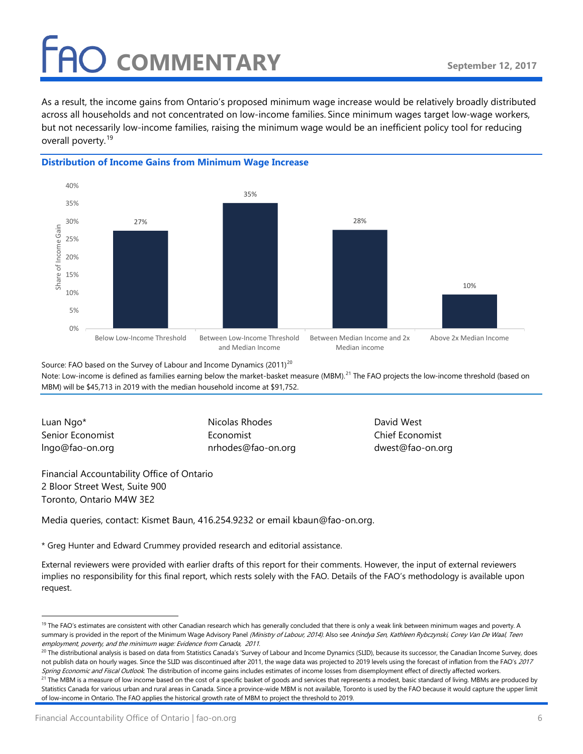As a result, the income gains from Ontario's proposed minimum wage increase would be relatively broadly distributed across all households and not concentrated on low-income families. Since minimum wages target low-wage workers, but not necessarily low-income families, raising the minimum wage would be an inefficient policy tool for reducing overall poverty.[19]

**Distribution of Income Gains from Minimum Wage Increase**

Share of Income Gain

40%
35%
30%
25%
20%
15%
10%
5%
0%

27%
35%
28%
10%

Below Low-Income Threshold
Between Low-Income Threshold and Median Income
Between Median Income and 2x Median income
Above 2x Median Income

Source: FAO based on the Survey of Labour and Income Dynamics (2011)[20]

Note: Low-income is defined as families earning below the market-basket measure (MBM).[21] The FAO projects the low-income threshold (based on MBM) will be $45,713 in 2019 with the median household income at $91,752.

Luan Ngo*
Senior Economist
lngo@fao-on.org

Nicolas Rhodes
Economist
nrhodes@fao-on.org

David West
Chief Economist
dwest@fao-on.org

Financial Accountability Office of Ontario
2 Bloor Street West, Suite 900
Toronto, Ontario M4W 3E2

Media queries, contact: Kismet Baun, 416.254.9232 or email kbaun@fao-on.org.

* Greg Hunter and Edward Crummey provided research and editorial assistance.

External reviewers were provided with earlier drafts of this report for their comments. However, the input of external reviewers implies no responsibility for this final report, which rests solely with the FAO. Details of the FAO's methodology is available upon request.

---

[19] The FAO's estimates are consistent with other Canadian research which has generally concluded that there is only a weak link between minimum wages and poverty. A summary is provided in the report of the Minimum Wage Advisory Panel *(Ministry of Labour, 2014)*. Also see *Anindya Sen, Kathleen Rybczynski, Corey Van De Waal, Teen employment, poverty, and the minimum wage: Evidence from Canada, 2011*.

[20] The distributional analysis is based on data from Statistics Canada's 'Survey of Labour and Income Dynamics (SLID), because its successor, the Canadian Income Survey, does not publish data on hourly wages. Since the SLID was discontinued after 2011, the wage data was projected to 2019 levels using the forecast of inflation from the FAO's *2017 Spring Economic and Fiscal Outlook*. The distribution of income gains includes estimates of income losses from disemployment effect of directly affected workers.

[21] The MBM is a measure of low income based on the cost of a specific basket of goods and services that represents a modest, basic standard of living. MBMs are produced by Statistics Canada for various urban and rural areas in Canada. Since a province-wide MBM is not available, Toronto is used by the FAO because it would capture the upper limit of low-income in Ontario. The FAO applies the historical growth rate of MBM to project the threshold to 2019.